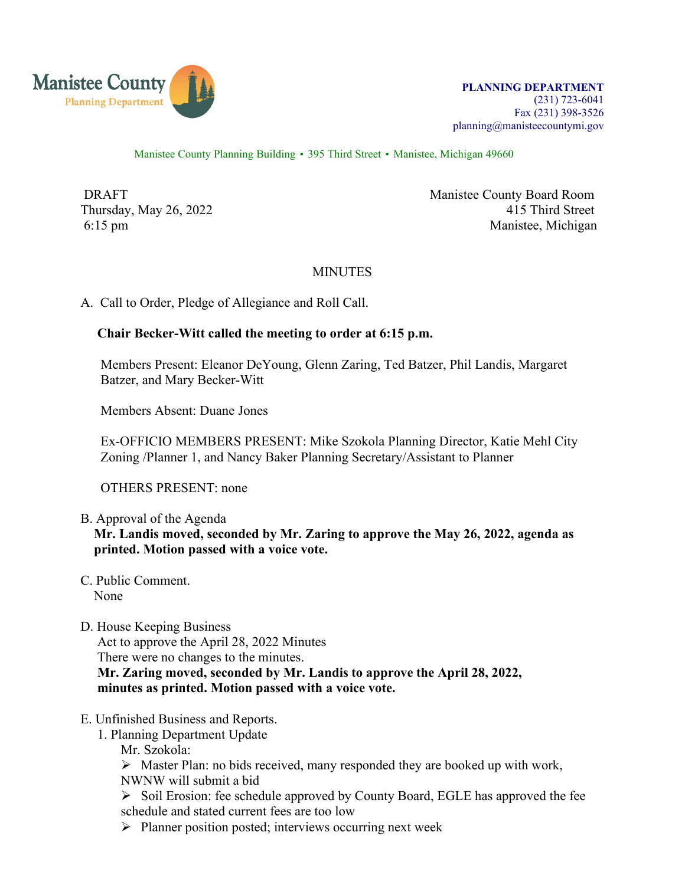Manistee County Planning Department

**PLANNING DEPARTMENT**
(231) 723-6041
Fax (231) 398-3526
planning@manisteecountymi.gov

Manistee County Planning Building • 395 Third Street • Manistee, Michigan 49660

DRAFT
Thursday, May 26, 2022
6:15 pm

Manistee County Board Room
415 Third Street
Manistee, Michigan

MINUTES

A. Call to Order, Pledge of Allegiance and Roll Call.

**Chair Becker-Witt called the meeting to order at 6:15 p.m.**

Members Present: Eleanor DeYoung, Glenn Zaring, Ted Batzer, Phil Landis, Margaret Batzer, and Mary Becker-Witt

Members Absent: Duane Jones

Ex-OFFICIO MEMBERS PRESENT: Mike Szokola Planning Director, Katie Mehl City Zoning /Planner 1, and Nancy Baker Planning Secretary/Assistant to Planner

OTHERS PRESENT: none

B. Approval of the Agenda
**Mr. Landis moved, seconded by Mr. Zaring to approve the May 26, 2022, agenda as printed. Motion passed with a voice vote.**

C. Public Comment.
None

D. House Keeping Business
Act to approve the April 28, 2022 Minutes
There were no changes to the minutes.
**Mr. Zaring moved, seconded by Mr. Landis to approve the April 28, 2022, minutes as printed. Motion passed with a voice vote.**

E. Unfinished Business and Reports.
1. Planning Department Update
Mr. Szokola:
- Master Plan: no bids received, many responded they are booked up with work, NWNW will submit a bid
- Soil Erosion: fee schedule approved by County Board, EGLE has approved the fee schedule and stated current fees are too low
- Planner position posted; interviews occurring next week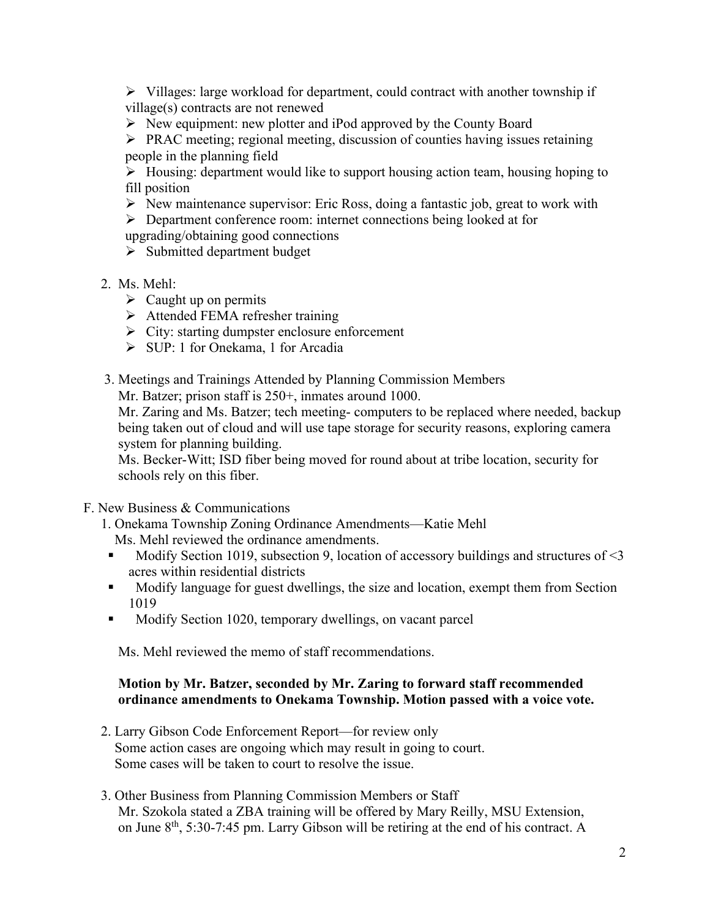- Villages: large workload for department, could contract with another township if village(s) contracts are not renewed
- New equipment: new plotter and iPod approved by the County Board
- PRAC meeting; regional meeting, discussion of counties having issues retaining people in the planning field
- Housing: department would like to support housing action team, housing hoping to fill position
- New maintenance supervisor: Eric Ross, doing a fantastic job, great to work with
- Department conference room: internet connections being looked at for upgrading/obtaining good connections
- Submitted department budget

2. Ms. Mehl:
   - Caught up on permits
   - Attended FEMA refresher training
   - City: starting dumpster enclosure enforcement
   - SUP: 1 for Onekama, 1 for Arcadia

3. Meetings and Trainings Attended by Planning Commission Members
   Mr. Batzer; prison staff is 250+, inmates around 1000.
   Mr. Zaring and Ms. Batzer; tech meeting- computers to be replaced where needed, backup being taken out of cloud and will use tape storage for security reasons, exploring camera system for planning building.
   Ms. Becker-Witt; ISD fiber being moved for round about at tribe location, security for schools rely on this fiber.

F. New Business & Communications

1. Onekama Township Zoning Ordinance Amendments—Katie Mehl
   Ms. Mehl reviewed the ordinance amendments.
   - Modify Section 1019, subsection 9, location of accessory buildings and structures of <3 acres within residential districts
   - Modify language for guest dwellings, the size and location, exempt them from Section 1019
   - Modify Section 1020, temporary dwellings, on vacant parcel

   Ms. Mehl reviewed the memo of staff recommendations.

   **Motion by Mr. Batzer, seconded by Mr. Zaring to forward staff recommended ordinance amendments to Onekama Township. Motion passed with a voice vote.**

2. Larry Gibson Code Enforcement Report—for review only
   Some action cases are ongoing which may result in going to court.
   Some cases will be taken to court to resolve the issue.

3. Other Business from Planning Commission Members or Staff
   Mr. Szokola stated a ZBA training will be offered by Mary Reilly, MSU Extension, on June 8th, 5:30-7:45 pm. Larry Gibson will be retiring at the end of his contract. A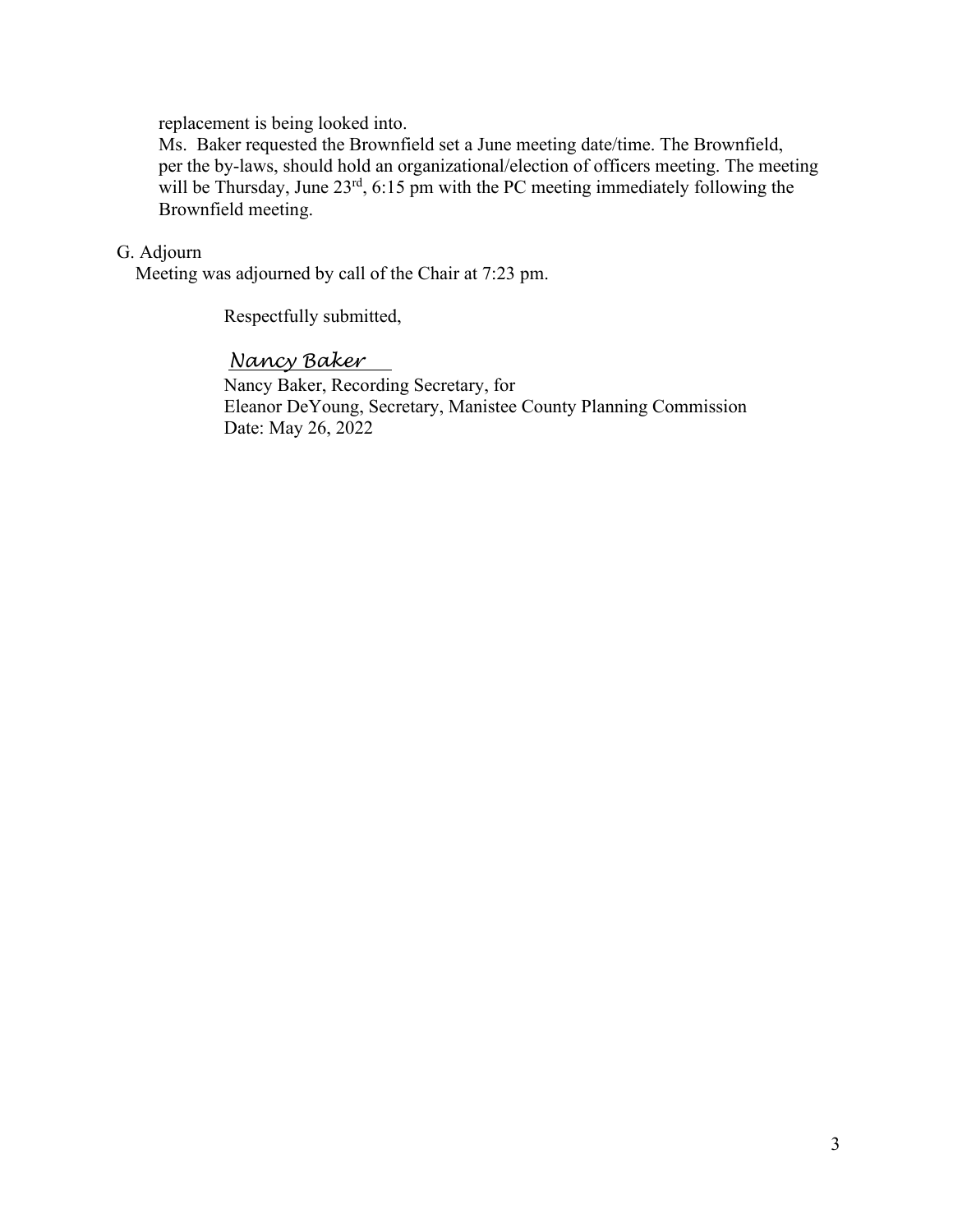replacement is being looked into.

Ms. Baker requested the Brownfield set a June meeting date/time. The Brownfield, per the by-laws, should hold an organizational/election of officers meeting. The meeting will be Thursday, June 23rd, 6:15 pm with the PC meeting immediately following the Brownfield meeting.

G. Adjourn

Meeting was adjourned by call of the Chair at 7:23 pm.

Respectfully submitted,

*Nancy Baker*

Nancy Baker, Recording Secretary, for
Eleanor DeYoung, Secretary, Manistee County Planning Commission
Date: May 26, 2022